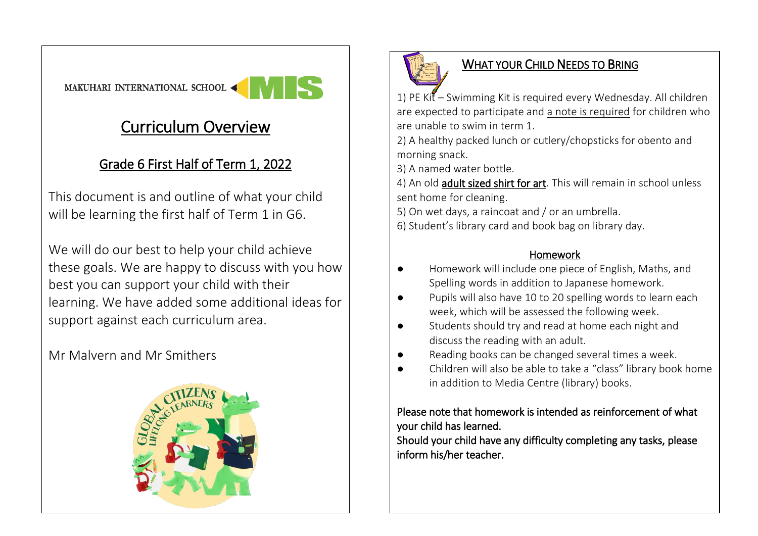MAKUHARI INTERNATIONAL SCHOOL MIS

# Curriculum Overview

## Grade 6 First Half of Term 1, 2022

This document is and outline of what your child will be learning the first half of Term 1 in G6.

We will do our best to help your child achieve these goals. We are happy to discuss with you how best you can support your child with their learning. We have added some additional ideas for support against each curriculum area.

Mr Malvern and Mr Smithers

## WHAT YOUR CHILD NEEDS TO BRING

1) PE Kit – Swimming Kit is required every Wednesday. All children are expected to participate and a note is required for children who are unable to swim in term 1.
2) A healthy packed lunch or cutlery/chopsticks for obento and morning snack.
3) A named water bottle.
4) An old adult sized shirt for art. This will remain in school unless sent home for cleaning.
5) On wet days, a raincoat and / or an umbrella.
6) Student's library card and book bag on library day.

### Homework

- Homework will include one piece of English, Maths, and Spelling words in addition to Japanese homework.
- Pupils will also have 10 to 20 spelling words to learn each week, which will be assessed the following week.
- Students should try and read at home each night and discuss the reading with an adult.
- Reading books can be changed several times a week.
- Children will also be able to take a "class" library book home in addition to Media Centre (library) books.

Please note that homework is intended as reinforcement of what your child has learned.
Should your child have any difficulty completing any tasks, please inform his/her teacher.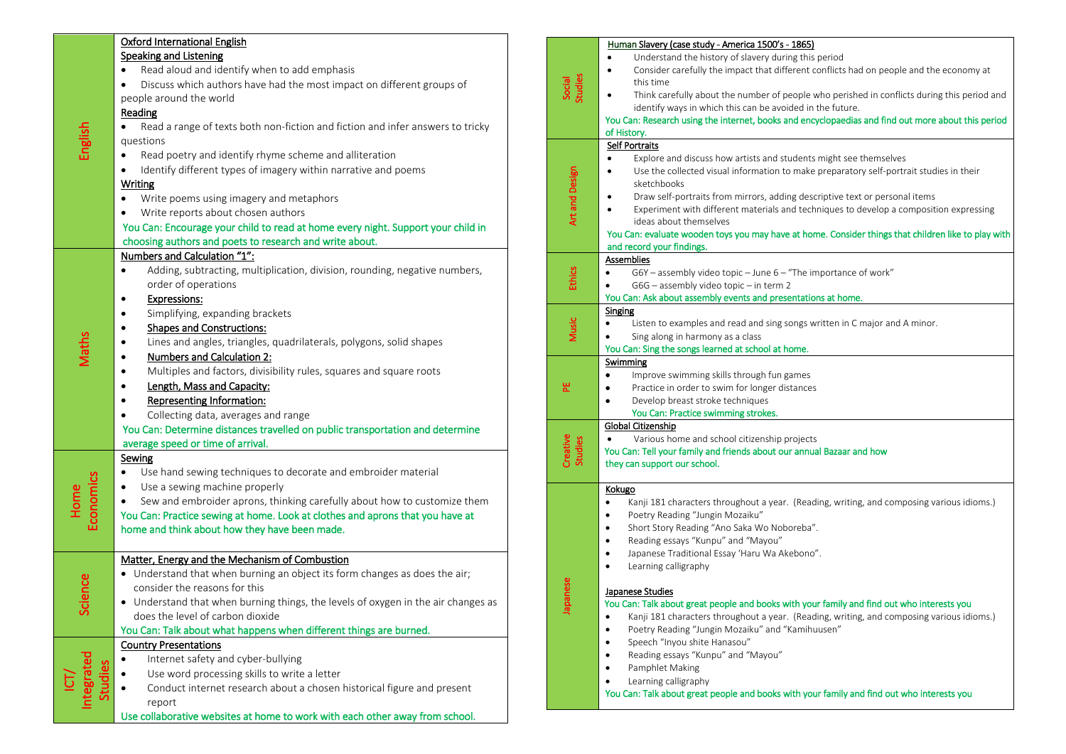| Subject | Content |
| --- | --- |
| English | **Oxford International English**<br>**Speaking and Listening**<br>• Read aloud and identify when to add emphasis<br>• Discuss which authors have had the most impact on different groups of people around the world<br>**Reading**<br>• Read a range of texts both non-fiction and fiction and infer answers to tricky questions<br>• Read poetry and identify rhyme scheme and alliteration<br>• Identify different types of imagery within narrative and poems<br>**Writing**<br>• Write poems using imagery and metaphors<br>• Write reports about chosen authors<br>You Can: Encourage your child to read at home every night. Support your child in choosing authors and poets to research and write about. |
| Maths | **Numbers and Calculation "1":**<br>• Adding, subtracting, multiplication, division, rounding, negative numbers, order of operations<br>• **Expressions:**<br>• Simplifying, expanding brackets<br>• **Shapes and Constructions:**<br>• Lines and angles, triangles, quadrilaterals, polygons, solid shapes<br>• **Numbers and Calculation 2:**<br>• Multiples and factors, divisibility rules, squares and square roots<br>• **Length, Mass and Capacity:**<br>• **Representing Information:**<br>• Collecting data, averages and range<br>You Can: Determine distances travelled on public transportation and determine average speed or time of arrival. |
| Home Economics | **Sewing**<br>• Use hand sewing techniques to decorate and embroider material<br>• Use a sewing machine properly<br>• Sew and embroider aprons, thinking carefully about how to customize them<br>You Can: Practice sewing at home. Look at clothes and aprons that you have at home and think about how they have been made. |
| Science | **Matter, Energy and the Mechanism of Combustion**<br>• Understand that when burning an object its form changes as does the air; consider the reasons for this<br>• Understand that when burning things, the levels of oxygen in the air changes as does the level of carbon dioxide<br>You Can: Talk about what happens when different things are burned. |
| ICT/ Integrated Studies | **Country Presentations**<br>• Internet safety and cyber-bullying<br>• Use word processing skills to write a letter<br>• Conduct internet research about a chosen historical figure and present report<br>Use collaborative websites at home to work with each other away from school. |
| Social Studies | **Human Slavery (case study - America 1500's - 1865)**<br>• Understand the history of slavery during this period<br>• Consider carefully the impact that different conflicts had on people and the economy at this time<br>• Think carefully about the number of people who perished in conflicts during this period and identify ways in which this can be avoided in the future.<br>You Can: Research using the internet, books and encyclopaedias and find out more about this period of History. |
| Art and Design | **Self Portraits**<br>• Explore and discuss how artists and students might see themselves<br>• Use the collected visual information to make preparatory self-portrait studies in their sketchbooks<br>• Draw self-portraits from mirrors, adding descriptive text or personal items<br>• Experiment with different materials and techniques to develop a composition expressing ideas about themselves<br>You Can: evaluate wooden toys you may have at home. Consider things that children like to play with and record your findings. |
| Ethics | **Assemblies**<br>• G6Y – assembly video topic – June 6 – "The importance of work"<br>• G6G – assembly video topic – in term 2<br>You Can: Ask about assembly events and presentations at home. |
| Music | **Singing**<br>• Listen to examples and read and sing songs written in C major and A minor.<br>• Sing along in harmony as a class<br>You Can: Sing the songs learned at school at home. |
| PE | **Swimming**<br>• Improve swimming skills through fun games<br>• Practice in order to swim for longer distances<br>• Develop breast stroke techniques<br>You Can: Practice swimming strokes. |
| Creative Studies | **Global Citizenship**<br>• Various home and school citizenship projects<br>You Can: Tell your family and friends about our annual Bazaar and how they can support our school. |
| Japanese | **Kokugo**<br>• Kanji 181 characters throughout a year. (Reading, writing, and composing various idioms.)<br>• Poetry Reading "Jungin Mozaiku"<br>• Short Story Reading "Ano Saka Wo Noboreba".<br>• Reading essays "Kunpu" and "Mayou"<br>• Japanese Traditional Essay 'Haru Wa Akebono".<br>• Learning calligraphy<br><br>**Japanese Studies**<br>You Can: Talk about great people and books with your family and find out who interests you<br>• Kanji 181 characters throughout a year. (Reading, writing, and composing various idioms.)<br>• Poetry Reading "Jungin Mozaiku" and "Kamihuusen"<br>• Speech "Inyou shite Hanasou"<br>• Reading essays "Kunpu" and "Mayou"<br>• Pamphlet Making<br>• Learning calligraphy<br>You Can: Talk about great people and books with your family and find out who interests you |